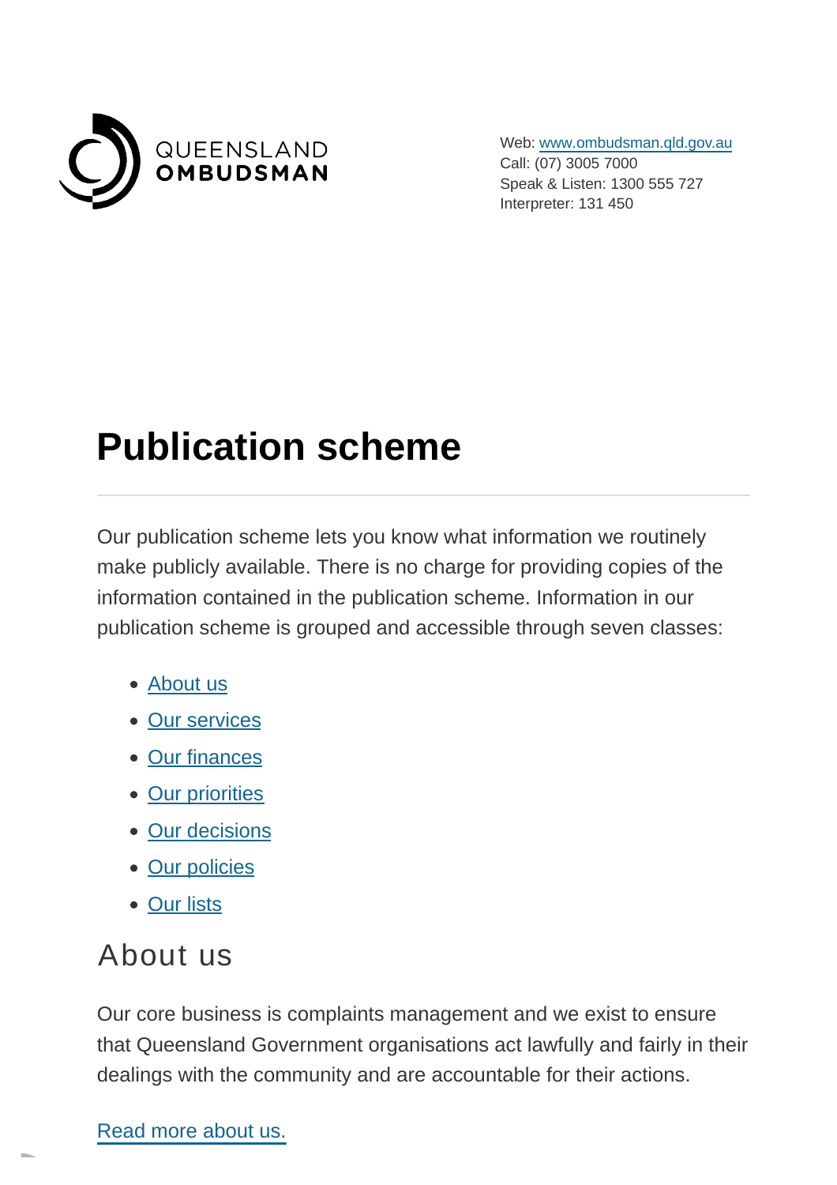QUEENSLAND
**OMBUDSMAN**

Web: www.ombudsman.qld.gov.au
Call: (07) 3005 7000
Speak & Listen: 1300 555 727
Interpreter: 131 450

# Publication scheme

Our publication scheme lets you know what information we routinely make publicly available. There is no charge for providing copies of the information contained in the publication scheme. Information in our publication scheme is grouped and accessible through seven classes:

- About us
- Our services
- Our finances
- Our priorities
- Our decisions
- Our policies
- Our lists

## About us

Our core business is complaints management and we exist to ensure that Queensland Government organisations act lawfully and fairly in their dealings with the community and are accountable for their actions.

Read more about us.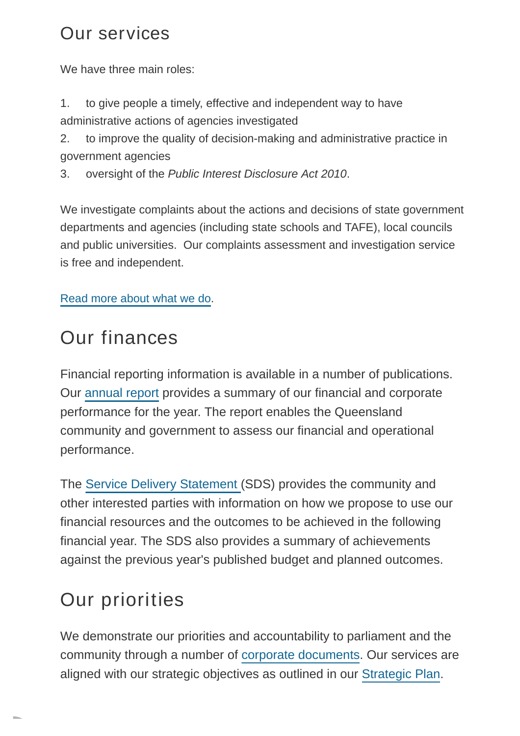## Our services

We have three main roles:

1. to give people a timely, effective and independent way to have administrative actions of agencies investigated
2. to improve the quality of decision-making and administrative practice in government agencies
3. oversight of the *Public Interest Disclosure Act 2010*.

We investigate complaints about the actions and decisions of state government departments and agencies (including state schools and TAFE), local councils and public universities. Our complaints assessment and investigation service is free and independent.

Read more about what we do.

## Our finances

Financial reporting information is available in a number of publications. Our annual report provides a summary of our financial and corporate performance for the year. The report enables the Queensland community and government to assess our financial and operational performance.

The Service Delivery Statement (SDS) provides the community and other interested parties with information on how we propose to use our financial resources and the outcomes to be achieved in the following financial year. The SDS also provides a summary of achievements against the previous year's published budget and planned outcomes.

## Our priorities

We demonstrate our priorities and accountability to parliament and the community through a number of corporate documents. Our services are aligned with our strategic objectives as outlined in our Strategic Plan.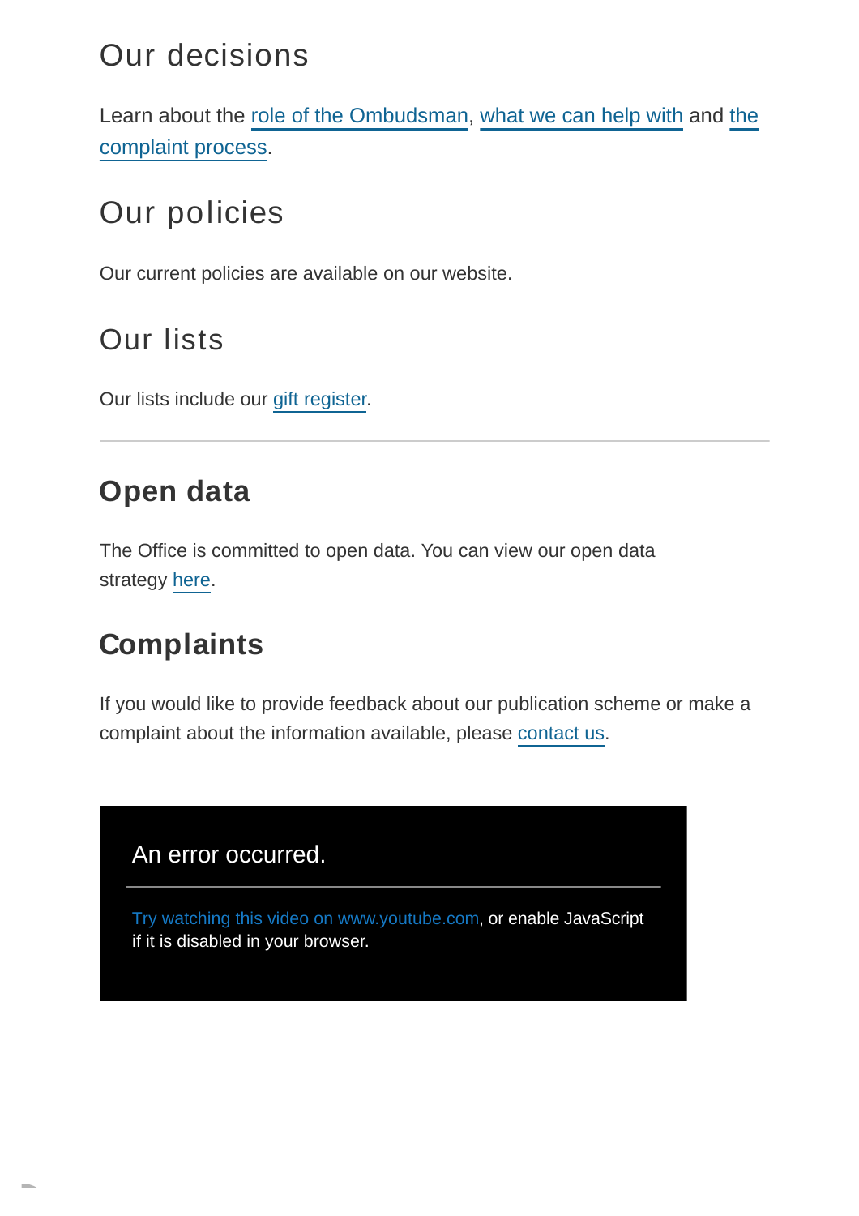### Our decisions

Learn about the role of the Ombudsman, what we can help with and the complaint process.

### Our policies

Our current policies are available on our website.

### Our lists

Our lists include our gift register.

---

## Open data

The Office is committed to open data. You can view our open data strategy here.

## Complaints

If you would like to provide feedback about our publication scheme or make a complaint about the information available, please contact us.

An error occurred.

Try watching this video on www.youtube.com, or enable JavaScript if it is disabled in your browser.